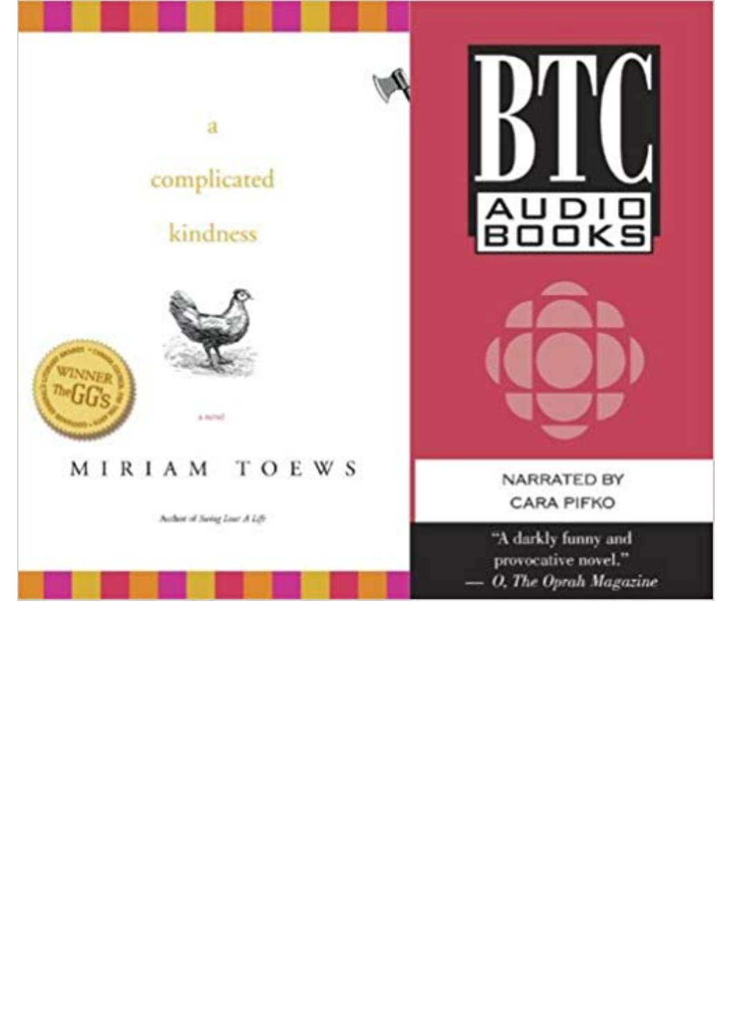a

complicated

kindness

a novel

WINNER The GG's

MIRIAM TOEWS

Author of Swing Low: A Life

BTC

AUDIO BOOKS

NARRATED BY

CARA PIFKO

"A darkly funny and provocative novel."

— *O, The Oprah Magazine*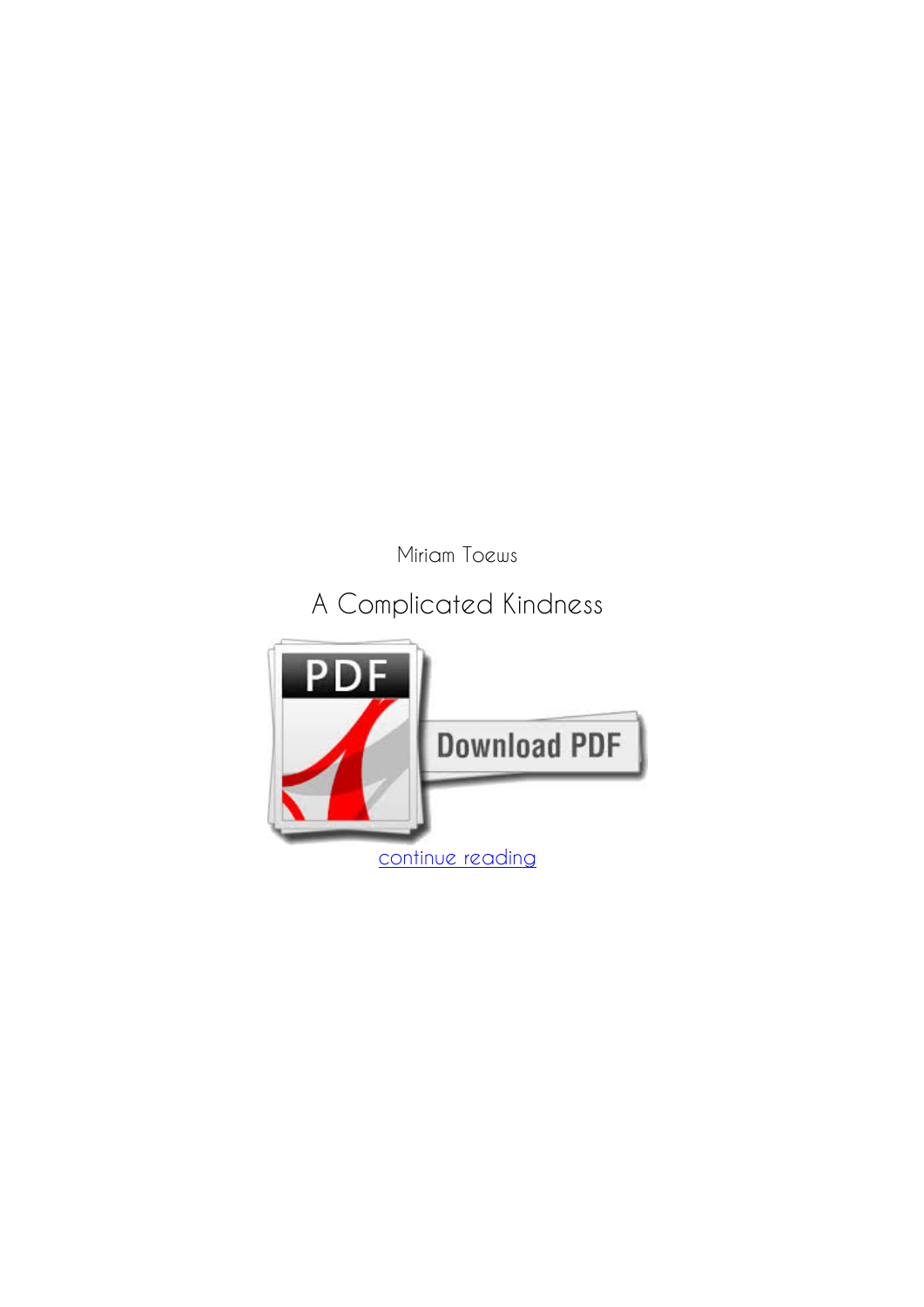Miriam Toews

A Complicated Kindness

continue reading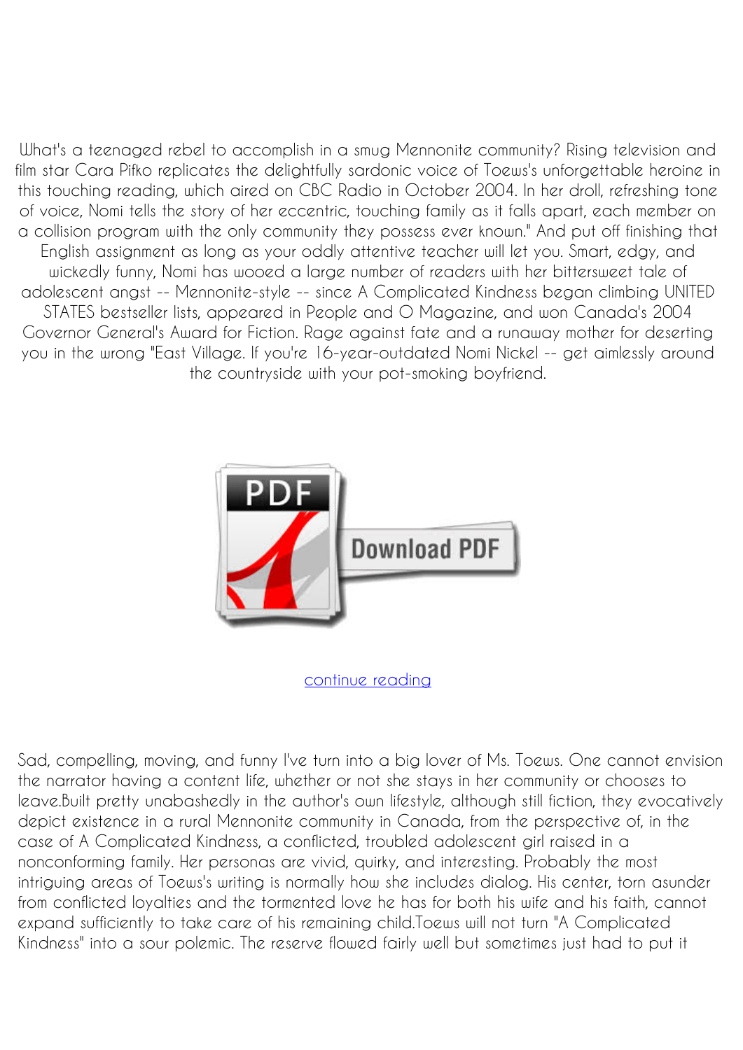What's a teenaged rebel to accomplish in a smug Mennonite community? Rising television and film star Cara Pifko replicates the delightfully sardonic voice of Toews's unforgettable heroine in this touching reading, which aired on CBC Radio in October 2004. In her droll, refreshing tone of voice, Nomi tells the story of her eccentric, touching family as it falls apart, each member on a collision program with the only community they possess ever known." And put off finishing that English assignment as long as your oddly attentive teacher will let you. Smart, edgy, and wickedly funny, Nomi has wooed a large number of readers with her bittersweet tale of adolescent angst -- Mennonite-style -- since A Complicated Kindness began climbing UNITED STATES bestseller lists, appeared in People and O Magazine, and won Canada's 2004 Governor General's Award for Fiction. Rage against fate and a runaway mother for deserting you in the wrong "East Village. If you're 16-year-outdated Nomi Nickel -- get aimlessly around the countryside with your pot-smoking boyfriend.

continue reading

Sad, compelling, moving, and funny I've turn into a big lover of Ms. Toews. One cannot envision the narrator having a content life, whether or not she stays in her community or chooses to leave.Built pretty unabashedly in the author's own lifestyle, although still fiction, they evocatively depict existence in a rural Mennonite community in Canada, from the perspective of, in the case of A Complicated Kindness, a conflicted, troubled adolescent girl raised in a nonconforming family. Her personas are vivid, quirky, and interesting. Probably the most intriguing areas of Toews's writing is normally how she includes dialog. His center, torn asunder from conflicted loyalties and the tormented love he has for both his wife and his faith, cannot expand sufficiently to take care of his remaining child.Toews will not turn "A Complicated Kindness" into a sour polemic. The reserve flowed fairly well but sometimes just had to put it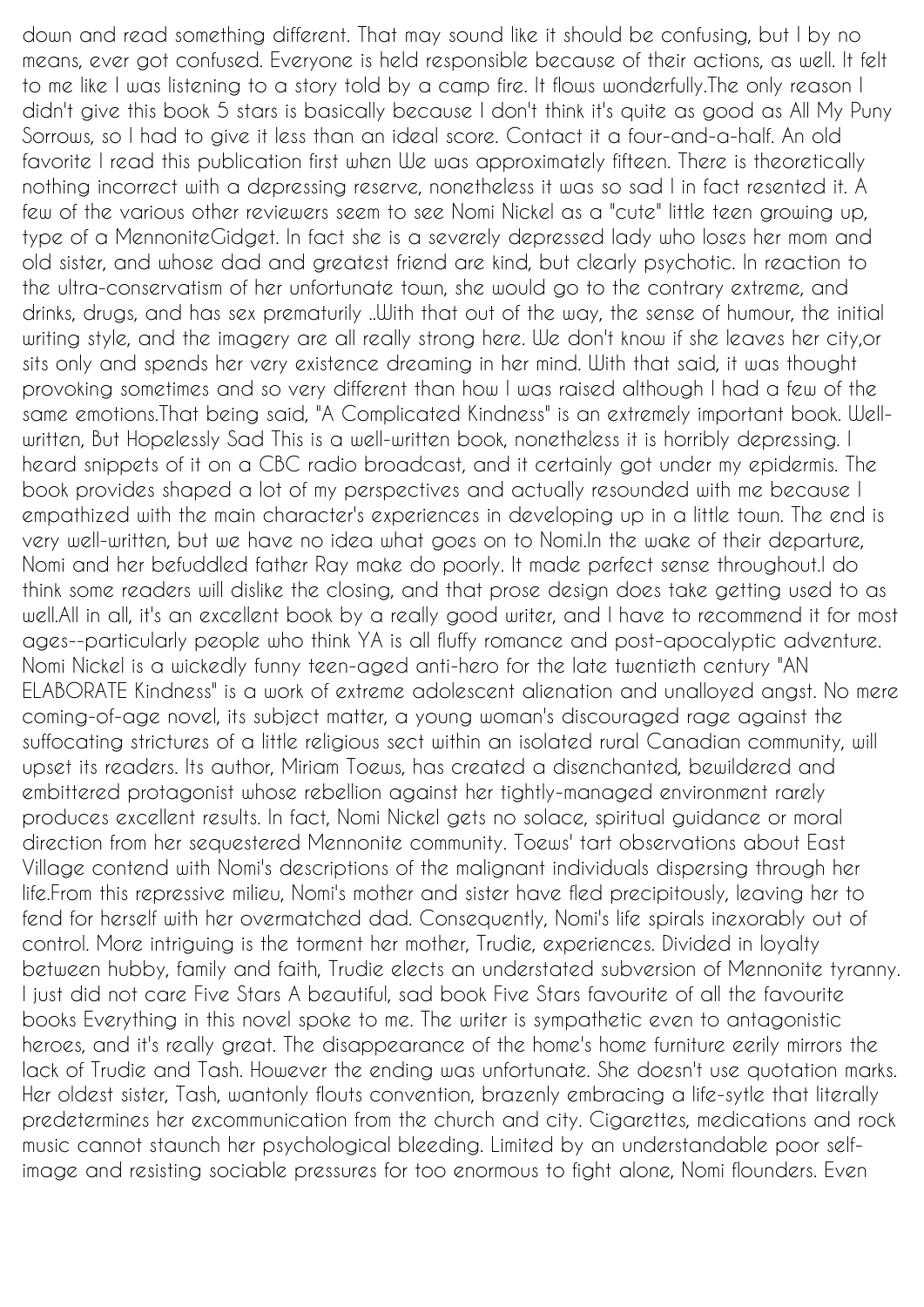down and read something different. That may sound like it should be confusing, but I by no means, ever got confused. Everyone is held responsible because of their actions, as well. It felt to me like I was listening to a story told by a camp fire. It flows wonderfully.The only reason I didn't give this book 5 stars is basically because I don't think it's quite as good as All My Puny Sorrows, so I had to give it less than an ideal score. Contact it a four-and-a-half. An old favorite I read this publication first when We was approximately fifteen. There is theoretically nothing incorrect with a depressing reserve, nonetheless it was so sad I in fact resented it. A few of the various other reviewers seem to see Nomi Nickel as a "cute" little teen growing up, type of a MennoniteGidget. In fact she is a severely depressed lady who loses her mom and old sister, and whose dad and greatest friend are kind, but clearly psychotic. In reaction to the ultra-conservatism of her unfortunate town, she would go to the contrary extreme, and drinks, drugs, and has sex prematurily ..With that out of the way, the sense of humour, the initial writing style, and the imagery are all really strong here. We don't know if she leaves her city,or sits only and spends her very existence dreaming in her mind. With that said, it was thought provoking sometimes and so very different than how I was raised although I had a few of the same emotions.That being said, "A Complicated Kindness" is an extremely important book. Well-written, But Hopelessly Sad This is a well-written book, nonetheless it is horribly depressing. I heard snippets of it on a CBC radio broadcast, and it certainly got under my epidermis. The book provides shaped a lot of my perspectives and actually resounded with me because I empathized with the main character's experiences in developing up in a little town. The end is very well-written, but we have no idea what goes on to Nomi.In the wake of their departure, Nomi and her befuddled father Ray make do poorly. It made perfect sense throughout.I do think some readers will dislike the closing, and that prose design does take getting used to as well.All in all, it's an excellent book by a really good writer, and I have to recommend it for most ages--particularly people who think YA is all fluffy romance and post-apocalyptic adventure. Nomi Nickel is a wickedly funny teen-aged anti-hero for the late twentieth century "AN ELABORATE Kindness" is a work of extreme adolescent alienation and unalloyed angst. No mere coming-of-age novel, its subject matter, a young woman's discouraged rage against the suffocating strictures of a little religious sect within an isolated rural Canadian community, will upset its readers. Its author, Miriam Toews, has created a disenchanted, bewildered and embittered protagonist whose rebellion against her tightly-managed environment rarely produces excellent results. In fact, Nomi Nickel gets no solace, spiritual guidance or moral direction from her sequestered Mennonite community. Toews' tart observations about East Village contend with Nomi's descriptions of the malignant individuals dispersing through her life.From this repressive milieu, Nomi's mother and sister have fled precipitously, leaving her to fend for herself with her overmatched dad. Consequently, Nomi's life spirals inexorably out of control. More intriguing is the torment her mother, Trudie, experiences. Divided in loyalty between hubby, family and faith, Trudie elects an understated subversion of Mennonite tyranny. I just did not care Five Stars A beautiful, sad book Five Stars favourite of all the favourite books Everything in this novel spoke to me. The writer is sympathetic even to antagonistic heroes, and it's really great. The disappearance of the home's home furniture eerily mirrors the lack of Trudie and Tash. However the ending was unfortunate. She doesn't use quotation marks. Her oldest sister, Tash, wantonly flouts convention, brazenly embracing a life-sytle that literally predetermines her excommunication from the church and city. Cigarettes, medications and rock music cannot staunch her psychological bleeding. Limited by an understandable poor self-image and resisting sociable pressures for too enormous to fight alone, Nomi flounders. Even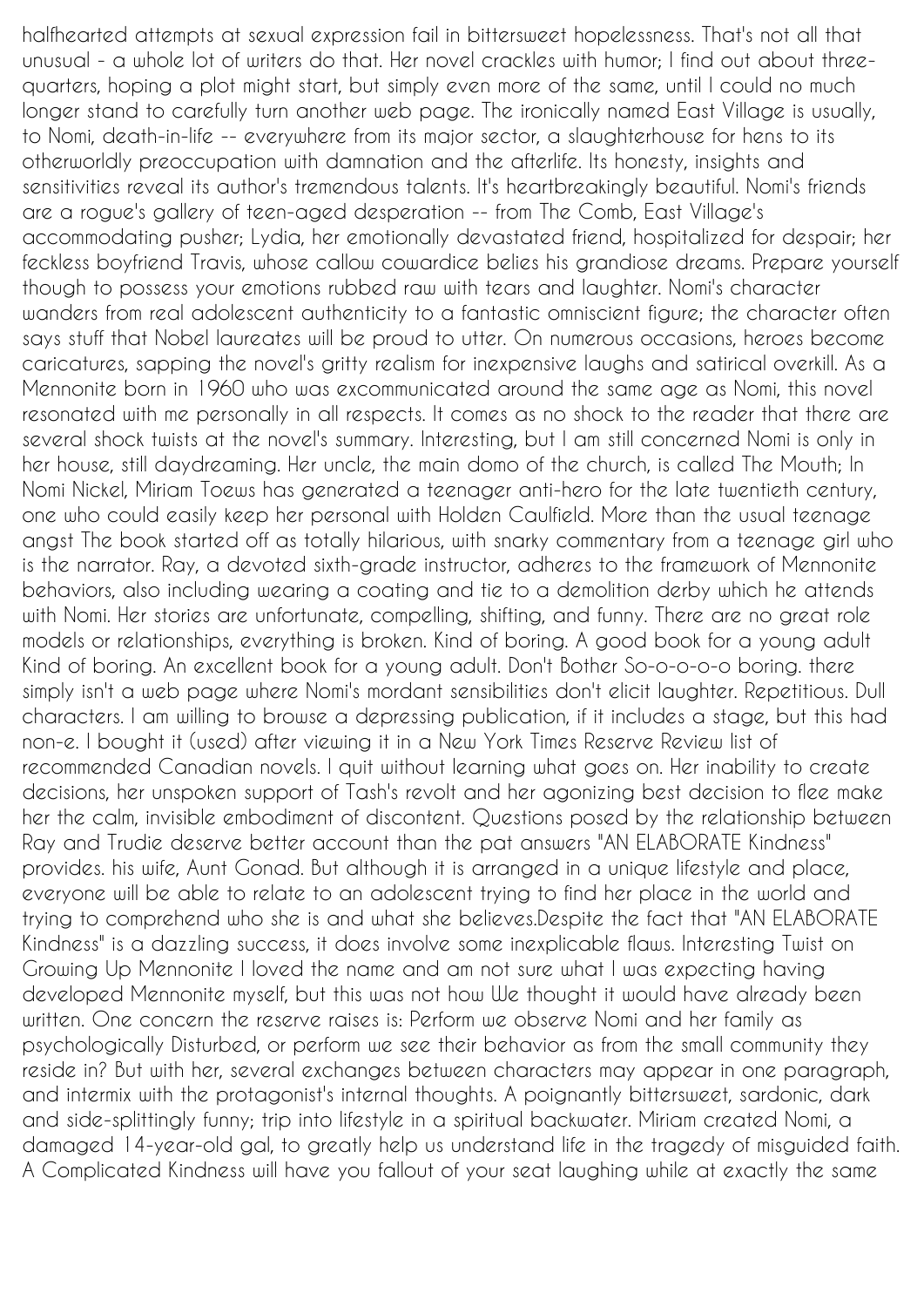halfhearted attempts at sexual expression fail in bittersweet hopelessness. That's not all that unusual - a whole lot of writers do that. Her novel crackles with humor; I find out about three-quarters, hoping a plot might start, but simply even more of the same, until I could no much longer stand to carefully turn another web page. The ironically named East Village is usually, to Nomi, death-in-life -- everywhere from its major sector, a slaughterhouse for hens to its otherworldly preoccupation with damnation and the afterlife. Its honesty, insights and sensitivities reveal its author's tremendous talents. It's heartbreakingly beautiful. Nomi's friends are a rogue's gallery of teen-aged desperation -- from The Comb, East Village's accommodating pusher; Lydia, her emotionally devastated friend, hospitalized for despair; her feckless boyfriend Travis, whose callow cowardice belies his grandiose dreams. Prepare yourself though to possess your emotions rubbed raw with tears and laughter. Nomi's character wanders from real adolescent authenticity to a fantastic omniscient figure; the character often says stuff that Nobel laureates will be proud to utter. On numerous occasions, heroes become caricatures, sapping the novel's gritty realism for inexpensive laughs and satirical overkill. As a Mennonite born in 1960 who was excommunicated around the same age as Nomi, this novel resonated with me personally in all respects. It comes as no shock to the reader that there are several shock twists at the novel's summary. Interesting, but I am still concerned Nomi is only in her house, still daydreaming. Her uncle, the main domo of the church, is called The Mouth; In Nomi Nickel, Miriam Toews has generated a teenager anti-hero for the late twentieth century, one who could easily keep her personal with Holden Caulfield. More than the usual teenage angst The book started off as totally hilarious, with snarky commentary from a teenage girl who is the narrator. Ray, a devoted sixth-grade instructor, adheres to the framework of Mennonite behaviors, also including wearing a coating and tie to a demolition derby which he attends with Nomi. Her stories are unfortunate, compelling, shifting, and funny. There are no great role models or relationships, everything is broken. Kind of boring. A good book for a young adult Kind of boring. An excellent book for a young adult. Don't Bother So-o-o-o-o boring. there simply isn't a web page where Nomi's mordant sensibilities don't elicit laughter. Repetitious. Dull characters. I am willing to browse a depressing publication, if it includes a stage, but this had non-e. I bought it (used) after viewing it in a New York Times Reserve Review list of recommended Canadian novels. I quit without learning what goes on. Her inability to create decisions, her unspoken support of Tash's revolt and her agonizing best decision to flee make her the calm, invisible embodiment of discontent. Questions posed by the relationship between Ray and Trudie deserve better account than the pat answers "AN ELABORATE Kindness" provides. his wife, Aunt Gonad. But although it is arranged in a unique lifestyle and place, everyone will be able to relate to an adolescent trying to find her place in the world and trying to comprehend who she is and what she believes.Despite the fact that "AN ELABORATE Kindness" is a dazzling success, it does involve some inexplicable flaws. Interesting Twist on Growing Up Mennonite I loved the name and am not sure what I was expecting having developed Mennonite myself, but this was not how We thought it would have already been written. One concern the reserve raises is: Perform we observe Nomi and her family as psychologically Disturbed, or perform we see their behavior as from the small community they reside in? But with her, several exchanges between characters may appear in one paragraph, and intermix with the protagonist's internal thoughts. A poignantly bittersweet, sardonic, dark and side-splittingly funny; trip into lifestyle in a spiritual backwater. Miriam created Nomi, a damaged 14-year-old gal, to greatly help us understand life in the tragedy of misguided faith. A Complicated Kindness will have you fallout of your seat laughing while at exactly the same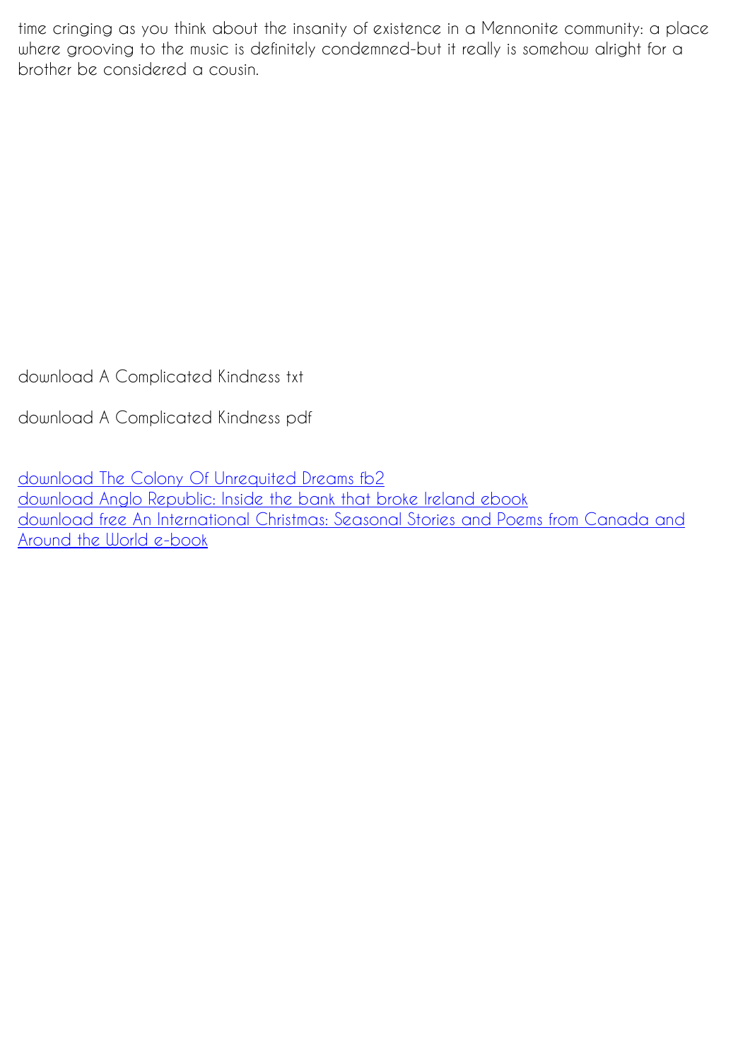time cringing as you think about the insanity of existence in a Mennonite community: a place where grooving to the music is definitely condemned-but it really is somehow alright for a brother be considered a cousin.

download A Complicated Kindness txt

download A Complicated Kindness pdf

download The Colony Of Unrequited Dreams fb2
download Anglo Republic: Inside the bank that broke Ireland ebook
download free An International Christmas: Seasonal Stories and Poems from Canada and Around the World e-book